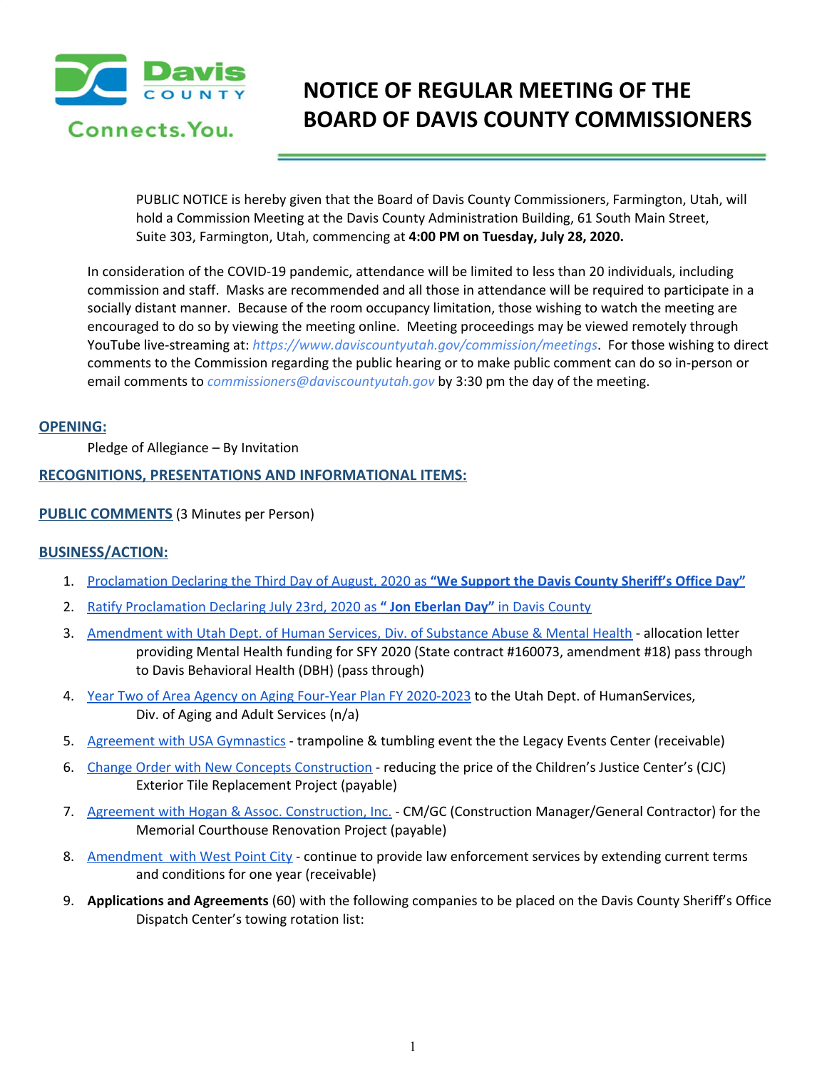# NOTICE OF REGULAR MEETING OF THE BOARD OF DAVIS COUNTY COMMISSIONERS

PUBLIC NOTICE is hereby given that the Board of Davis County Commissioners, Farmington, Utah, will hold a Commission Meeting at the Davis County Administration Building, 61 South Main Street, Suite 303, Farmington, Utah, commencing at **4:00 PM on Tuesday, July 28, 2020.**

In consideration of the COVID-19 pandemic, attendance will be limited to less than 20 individuals, including commission and staff. Masks are recommended and all those in attendance will be required to participate in a socially distant manner. Because of the room occupancy limitation, those wishing to watch the meeting are encouraged to do so by viewing the meeting online. Meeting proceedings may be viewed remotely through YouTube live-streaming at: *https://www.daviscountyutah.gov/commission/meetings*. For those wishing to direct comments to the Commission regarding the public hearing or to make public comment can do so in-person or email comments to *commissioners@daviscountyutah.gov* by 3:30 pm the day of the meeting.

## OPENING:

Pledge of Allegiance – By Invitation

## RECOGNITIONS, PRESENTATIONS AND INFORMATIONAL ITEMS:

## PUBLIC COMMENTS (3 Minutes per Person)

## BUSINESS/ACTION:

1. Proclamation Declaring the Third Day of August, 2020 as **"We Support the Davis County Sheriff's Office Day"**
2. Ratify Proclamation Declaring July 23rd, 2020 as **" Jon Eberlan Day"** in Davis County
3. Amendment with Utah Dept. of Human Services, Div. of Substance Abuse & Mental Health - allocation letter providing Mental Health funding for SFY 2020 (State contract #160073, amendment #18) pass through to Davis Behavioral Health (DBH) (pass through)
4. Year Two of Area Agency on Aging Four-Year Plan FY 2020-2023 to the Utah Dept. of HumanServices, Div. of Aging and Adult Services (n/a)
5. Agreement with USA Gymnastics - trampoline & tumbling event the the Legacy Events Center (receivable)
6. Change Order with New Concepts Construction - reducing the price of the Children's Justice Center's (CJC) Exterior Tile Replacement Project (payable)
7. Agreement with Hogan & Assoc. Construction, Inc. - CM/GC (Construction Manager/General Contractor) for the Memorial Courthouse Renovation Project (payable)
8. Amendment with West Point City - continue to provide law enforcement services by extending current terms and conditions for one year (receivable)
9. **Applications and Agreements** (60) with the following companies to be placed on the Davis County Sheriff's Office Dispatch Center's towing rotation list: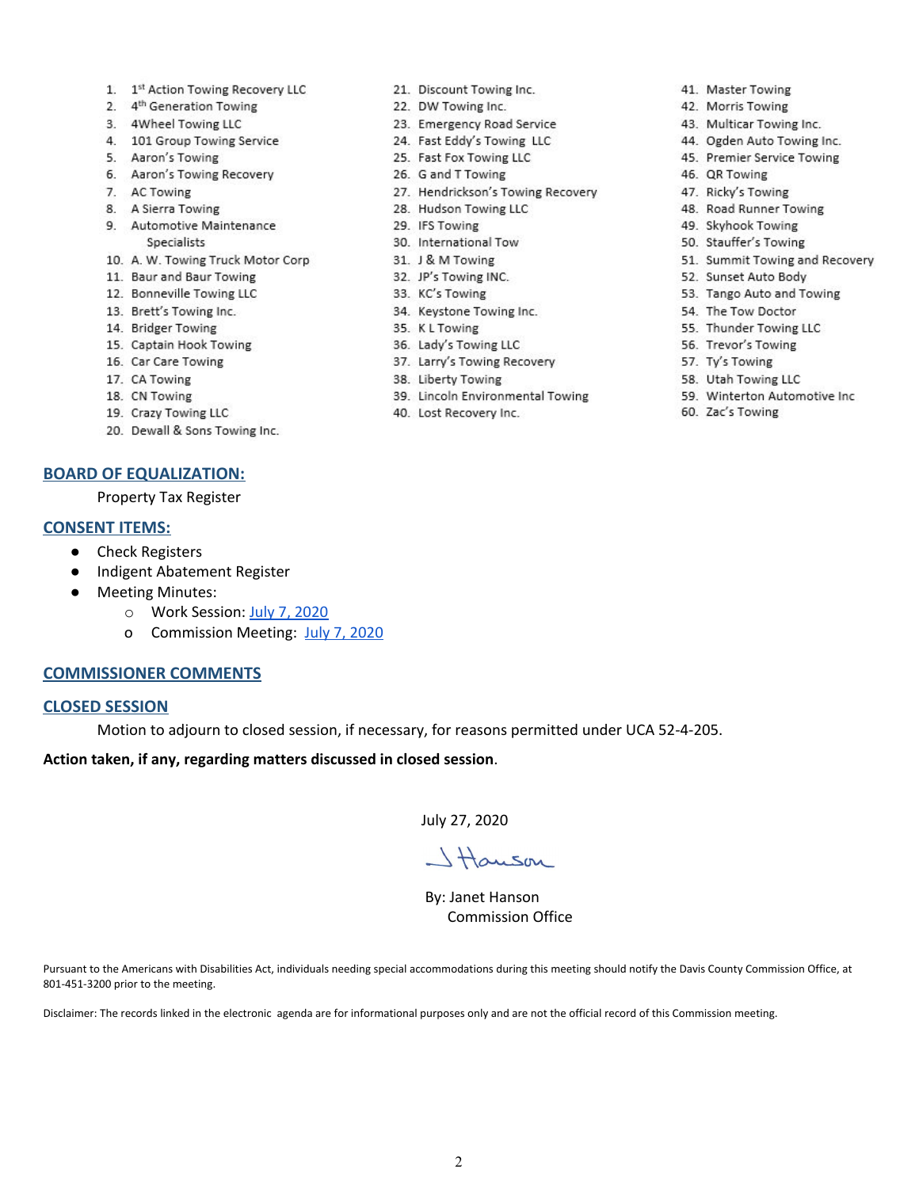1. 1st Action Towing Recovery LLC
2. 4th Generation Towing
3. 4Wheel Towing LLC
4. 101 Group Towing Service
5. Aaron's Towing
6. Aaron's Towing Recovery
7. AC Towing
8. A Sierra Towing
9. Automotive Maintenance Specialists
10. A. W. Towing Truck Motor Corp
11. Baur and Baur Towing
12. Bonneville Towing LLC
13. Brett's Towing Inc.
14. Bridger Towing
15. Captain Hook Towing
16. Car Care Towing
17. CA Towing
18. CN Towing
19. Crazy Towing LLC
20. Dewall & Sons Towing Inc.
21. Discount Towing Inc.
22. DW Towing Inc.
23. Emergency Road Service
24. Fast Eddy's Towing LLC
25. Fast Fox Towing LLC
26. G and T Towing
27. Hendrickson's Towing Recovery
28. Hudson Towing LLC
29. IFS Towing
30. International Tow
31. J & M Towing
32. JP's Towing INC.
33. KC's Towing
34. Keystone Towing Inc.
35. K L Towing
36. Lady's Towing LLC
37. Larry's Towing Recovery
38. Liberty Towing
39. Lincoln Environmental Towing
40. Lost Recovery Inc.
41. Master Towing
42. Morris Towing
43. Multicar Towing Inc.
44. Ogden Auto Towing Inc.
45. Premier Service Towing
46. QR Towing
47. Ricky's Towing
48. Road Runner Towing
49. Skyhook Towing
50. Stauffer's Towing
51. Summit Towing and Recovery
52. Sunset Auto Body
53. Tango Auto and Towing
54. The Tow Doctor
55. Thunder Towing LLC
56. Trevor's Towing
57. Ty's Towing
58. Utah Towing LLC
59. Winterton Automotive Inc
60. Zac's Towing

## BOARD OF EQUALIZATION:

Property Tax Register

## CONSENT ITEMS:

- Check Registers
- Indigent Abatement Register
- Meeting Minutes:
  - Work Session: July 7, 2020
  - Commission Meeting: July 7, 2020

## COMMISSIONER COMMENTS

## CLOSED SESSION

Motion to adjourn to closed session, if necessary, for reasons permitted under UCA 52-4-205.

**Action taken, if any, regarding matters discussed in closed session**.

July 27, 2020

J Hanson

By: Janet Hanson
Commission Office

Pursuant to the Americans with Disabilities Act, individuals needing special accommodations during this meeting should notify the Davis County Commission Office, at 801-451-3200 prior to the meeting.

Disclaimer: The records linked in the electronic agenda are for informational purposes only and are not the official record of this Commission meeting.